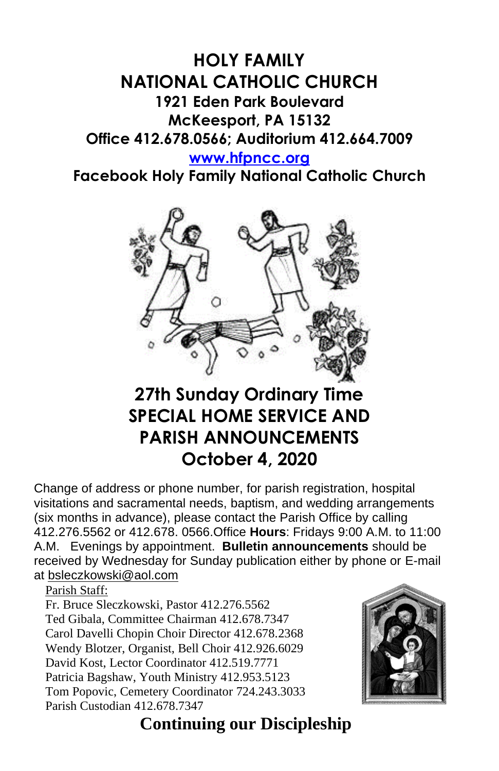# HOLY FAMILY NATIONAL CATHOLIC CHURCH

**1921 Eden Park Boulevard**
**McKeesport, PA 15132**
**Office 412.678.0566; Auditorium 412.664.7009**
**www.hfpncc.org**
**Facebook Holy Family National Catholic Church**

## 27th Sunday Ordinary Time SPECIAL HOME SERVICE AND PARISH ANNOUNCEMENTS October 4, 2020

Change of address or phone number, for parish registration, hospital visitations and sacramental needs, baptism, and wedding arrangements (six months in advance), please contact the Parish Office by calling 412.276.5562 or 412.678. 0566.Office **Hours**: Fridays 9:00 A.M. to 11:00 A.M. Evenings by appointment. **Bulletin announcements** should be received by Wednesday for Sunday publication either by phone or E-mail at bsleczkowski@aol.com

Parish Staff:

Fr. Bruce Sleczkowski, Pastor 412.276.5562
Ted Gibala, Committee Chairman 412.678.7347
Carol Davelli Chopin Choir Director 412.678.2368
Wendy Blotzer, Organist, Bell Choir 412.926.6029
David Kost, Lector Coordinator 412.519.7771
Patricia Bagshaw, Youth Ministry 412.953.5123
Tom Popovic, Cemetery Coordinator 724.243.3033
Parish Custodian 412.678.7347

## Continuing our Discipleship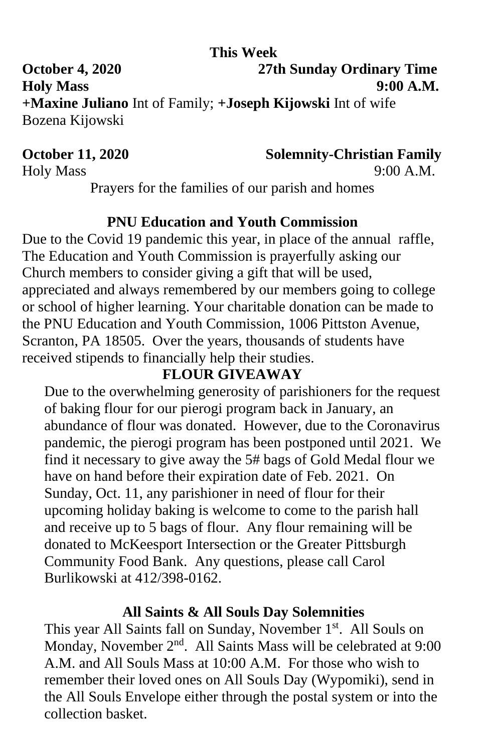## This Week

**October 4, 2020** **27th Sunday Ordinary Time**

**Holy Mass** **9:00 A.M.**

**+Maxine Juliano** Int of Family; **+Joseph Kijowski** Int of wife Bozena Kijowski

**October 11, 2020** **Solemnity-Christian Family**

Holy Mass 9:00 A.M.

Prayers for the families of our parish and homes

### PNU Education and Youth Commission

Due to the Covid 19 pandemic this year, in place of the annual raffle, The Education and Youth Commission is prayerfully asking our Church members to consider giving a gift that will be used, appreciated and always remembered by our members going to college or school of higher learning. Your charitable donation can be made to the PNU Education and Youth Commission, 1006 Pittston Avenue, Scranton, PA 18505. Over the years, thousands of students have received stipends to financially help their studies.

### FLOUR GIVEAWAY

Due to the overwhelming generosity of parishioners for the request of baking flour for our pierogi program back in January, an abundance of flour was donated. However, due to the Coronavirus pandemic, the pierogi program has been postponed until 2021. We find it necessary to give away the 5# bags of Gold Medal flour we have on hand before their expiration date of Feb. 2021. On Sunday, Oct. 11, any parishioner in need of flour for their upcoming holiday baking is welcome to come to the parish hall and receive up to 5 bags of flour. Any flour remaining will be donated to McKeesport Intersection or the Greater Pittsburgh Community Food Bank. Any questions, please call Carol Burlikowski at 412/398-0162.

### All Saints & All Souls Day Solemnities

This year All Saints fall on Sunday, November 1st. All Souls on Monday, November 2nd. All Saints Mass will be celebrated at 9:00 A.M. and All Souls Mass at 10:00 A.M. For those who wish to remember their loved ones on All Souls Day (Wypomiki), send in the All Souls Envelope either through the postal system or into the collection basket.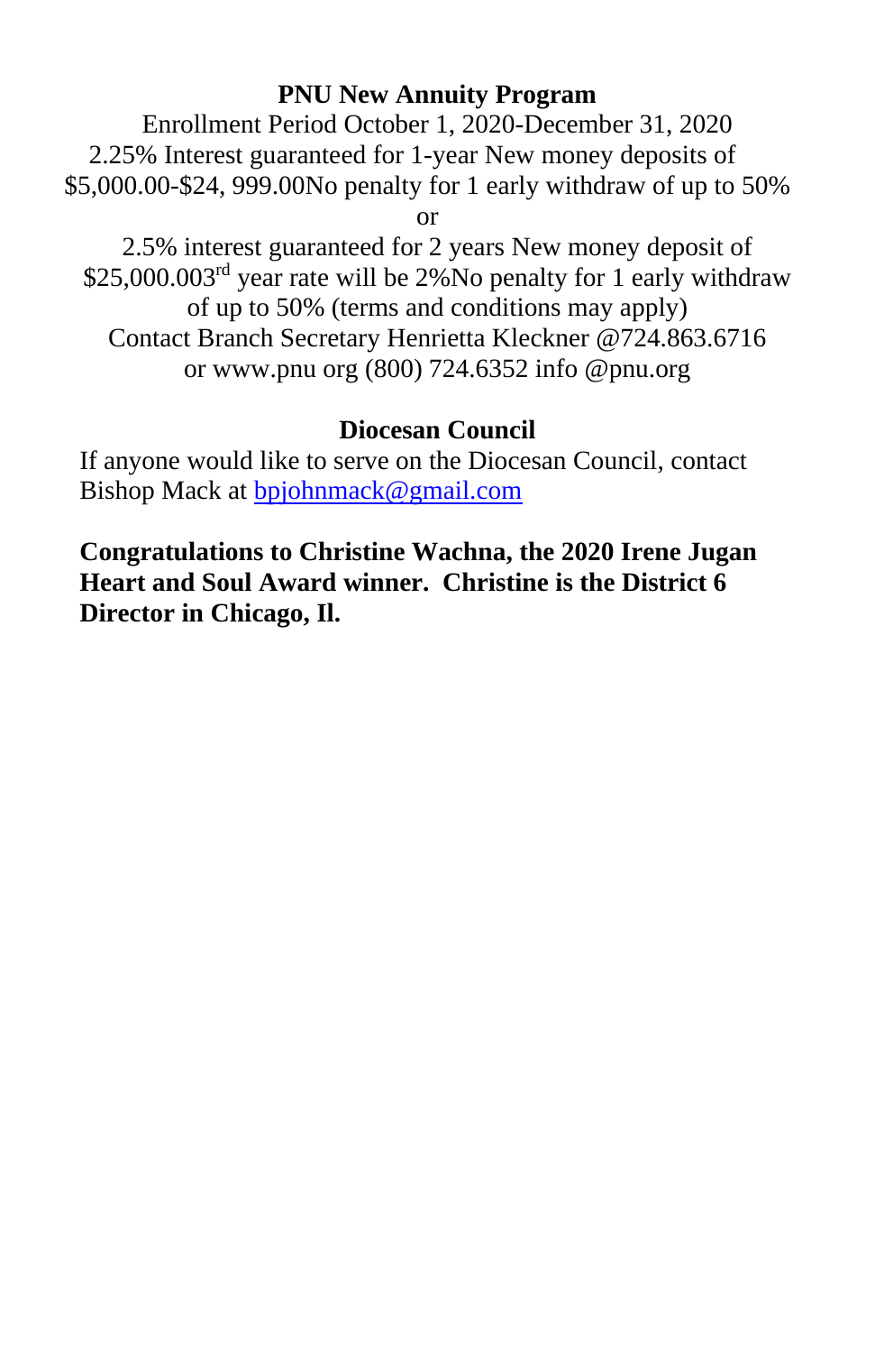**PNU New Annuity Program**

Enrollment Period October 1, 2020-December 31, 2020
2.25% Interest guaranteed for 1-year New money deposits of $5,000.00-$24, 999.00No penalty for 1 early withdraw of up to 50%
or
2.5% interest guaranteed for 2 years New money deposit of $25,000.003rd year rate will be 2%No penalty for 1 early withdraw of up to 50% (terms and conditions may apply)
Contact Branch Secretary Henrietta Kleckner @724.863.6716 or www.pnu org (800) 724.6352 info @pnu.org

**Diocesan Council**

If anyone would like to serve on the Diocesan Council, contact Bishop Mack at bpjohnmack@gmail.com

**Congratulations to Christine Wachna, the 2020 Irene Jugan Heart and Soul Award winner. Christine is the District 6 Director in Chicago, Il.**